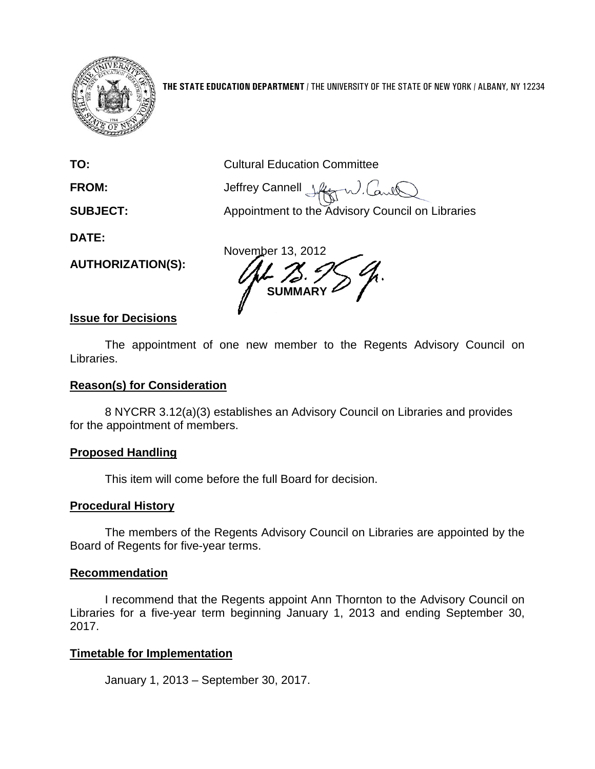**THE STATE EDUCATION DEPARTMENT** / THE UNIVERSITY OF THE STATE OF NEW YORK / ALBANY, NY 12234

**TO:** Cultural Education Committee

**FROM:** Jeffrey Cannell

**SUBJECT:** Appointment to the Advisory Council on Libraries

**DATE:** November 13, 2012

**AUTHORIZATION(S):**

**SUMMARY**

## Issue for Decisions

The appointment of one new member to the Regents Advisory Council on Libraries.

## Reason(s) for Consideration

8 NYCRR 3.12(a)(3) establishes an Advisory Council on Libraries and provides for the appointment of members.

## Proposed Handling

This item will come before the full Board for decision.

## Procedural History

The members of the Regents Advisory Council on Libraries are appointed by the Board of Regents for five-year terms.

## Recommendation

I recommend that the Regents appoint Ann Thornton to the Advisory Council on Libraries for a five-year term beginning January 1, 2013 and ending September 30, 2017.

## Timetable for Implementation

January 1, 2013 – September 30, 2017.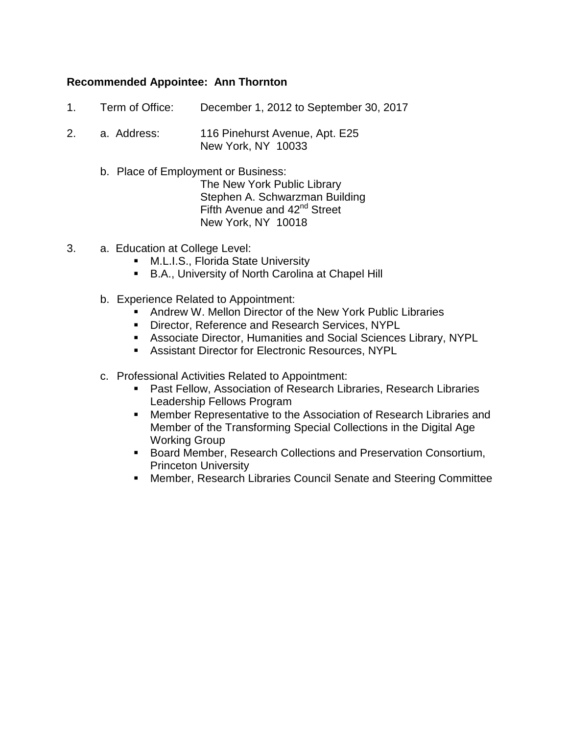**Recommended Appointee: Ann Thornton**

1. Term of Office: December 1, 2012 to September 30, 2017

2. a. Address: 116 Pinehurst Avenue, Apt. E25
   New York, NY 10033

   b. Place of Employment or Business:
   The New York Public Library
   Stephen A. Schwarzman Building
   Fifth Avenue and 42nd Street
   New York, NY 10018

3. a. Education at College Level:
   - M.L.I.S., Florida State University
   - B.A., University of North Carolina at Chapel Hill

   b. Experience Related to Appointment:
   - Andrew W. Mellon Director of the New York Public Libraries
   - Director, Reference and Research Services, NYPL
   - Associate Director, Humanities and Social Sciences Library, NYPL
   - Assistant Director for Electronic Resources, NYPL

   c. Professional Activities Related to Appointment:
   - Past Fellow, Association of Research Libraries, Research Libraries Leadership Fellows Program
   - Member Representative to the Association of Research Libraries and Member of the Transforming Special Collections in the Digital Age Working Group
   - Board Member, Research Collections and Preservation Consortium, Princeton University
   - Member, Research Libraries Council Senate and Steering Committee